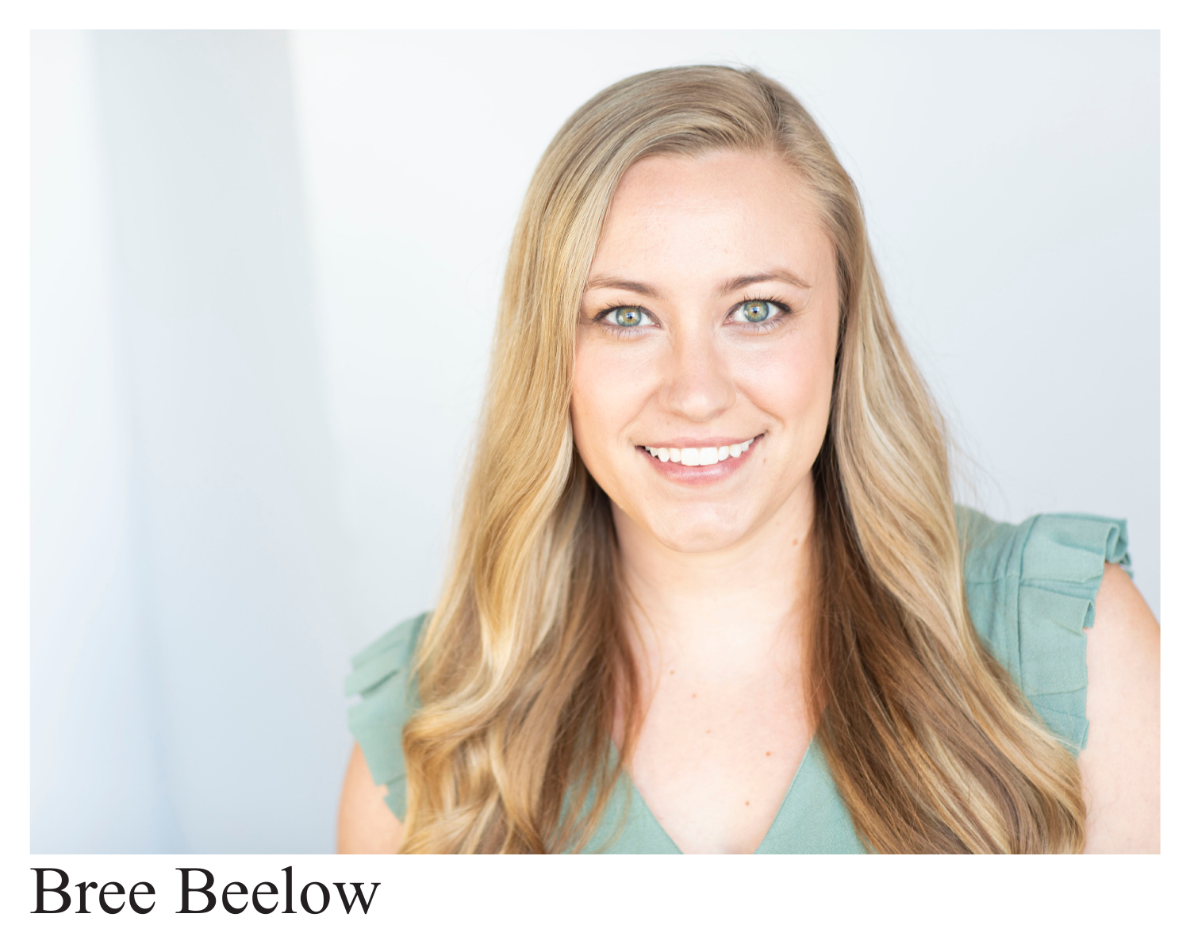Bree Beelow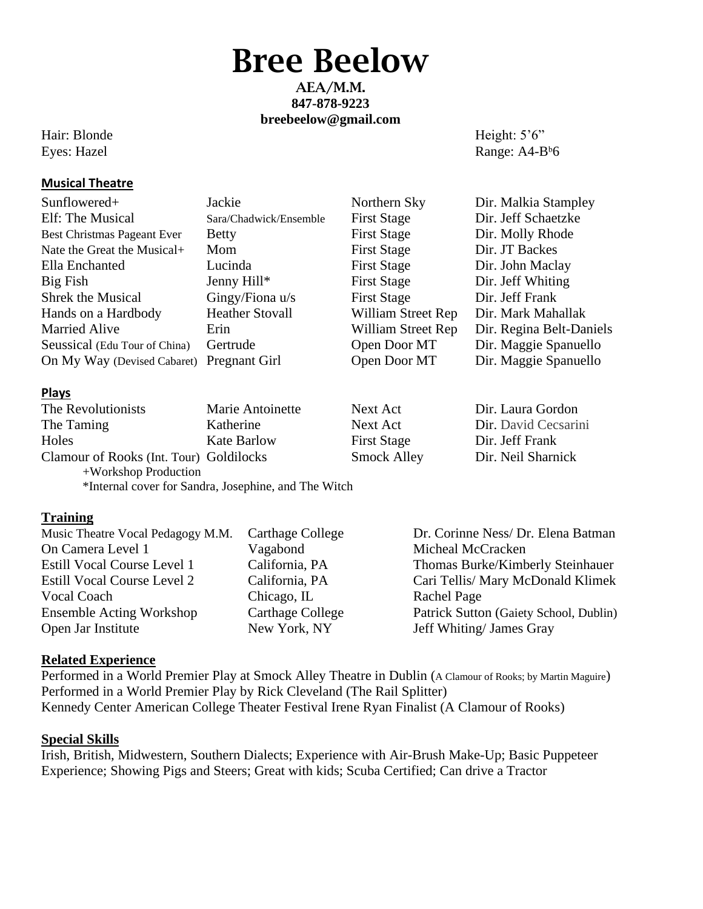# Bree Beelow

**AEA/M.M.**
**847-878-9223**
**breebeelow@gmail.com**

| | |
|---|---|
| Hair: Blonde | Height: 5'6" |
| Eyes: Hazel | Range: A4-B♭6 |

## Musical Theatre

| | | | |
|---|---|---|---|
| Sunflowered+ | Jackie | Northern Sky | Dir. Malkia Stampley |
| Elf: The Musical | Sara/Chadwick/Ensemble | First Stage | Dir. Jeff Schaetzke |
| Best Christmas Pageant Ever | Betty | First Stage | Dir. Molly Rhode |
| Nate the Great the Musical+ | Mom | First Stage | Dir. JT Backes |
| Ella Enchanted | Lucinda | First Stage | Dir. John Maclay |
| Big Fish | Jenny Hill* | First Stage | Dir. Jeff Whiting |
| Shrek the Musical | Gingy/Fiona u/s | First Stage | Dir. Jeff Frank |
| Hands on a Hardbody | Heather Stovall | William Street Rep | Dir. Mark Mahallak |
| Married Alive | Erin | William Street Rep | Dir. Regina Belt-Daniels |
| Seussical (Edu Tour of China) | Gertrude | Open Door MT | Dir. Maggie Spanuello |
| On My Way (Devised Cabaret) | Pregnant Girl | Open Door MT | Dir. Maggie Spanuello |

## Plays

| | | | |
|---|---|---|---|
| The Revolutionists | Marie Antoinette | Next Act | Dir. Laura Gordon |
| The Taming | Katherine | Next Act | Dir. David Cecsarini |
| Holes | Kate Barlow | First Stage | Dir. Jeff Frank |
| Clamour of Rooks (Int. Tour) | Goldilocks | Smock Alley | Dir. Neil Sharnick |

+Workshop Production
*Internal cover for Sandra, Josephine, and The Witch

## Training

| | | |
|---|---|---|
| Music Theatre Vocal Pedagogy M.M. | Carthage College | Dr. Corinne Ness/ Dr. Elena Batman |
| On Camera Level 1 | Vagabond | Micheal McCracken |
| Estill Vocal Course Level 1 | California, PA | Thomas Burke/Kimberly Steinhauer |
| Estill Vocal Course Level 2 | California, PA | Cari Tellis/ Mary McDonald Klimek |
| Vocal Coach | Chicago, IL | Rachel Page |
| Ensemble Acting Workshop | Carthage College | Patrick Sutton (Gaiety School, Dublin) |
| Open Jar Institute | New York, NY | Jeff Whiting/ James Gray |

## Related Experience

Performed in a World Premier Play at Smock Alley Theatre in Dublin (A Clamour of Rooks; by Martin Maguire)
Performed in a World Premier Play by Rick Cleveland (The Rail Splitter)
Kennedy Center American College Theater Festival Irene Ryan Finalist (A Clamour of Rooks)

## Special Skills

Irish, British, Midwestern, Southern Dialects; Experience with Air-Brush Make-Up; Basic Puppeteer Experience; Showing Pigs and Steers; Great with kids; Scuba Certified; Can drive a Tractor